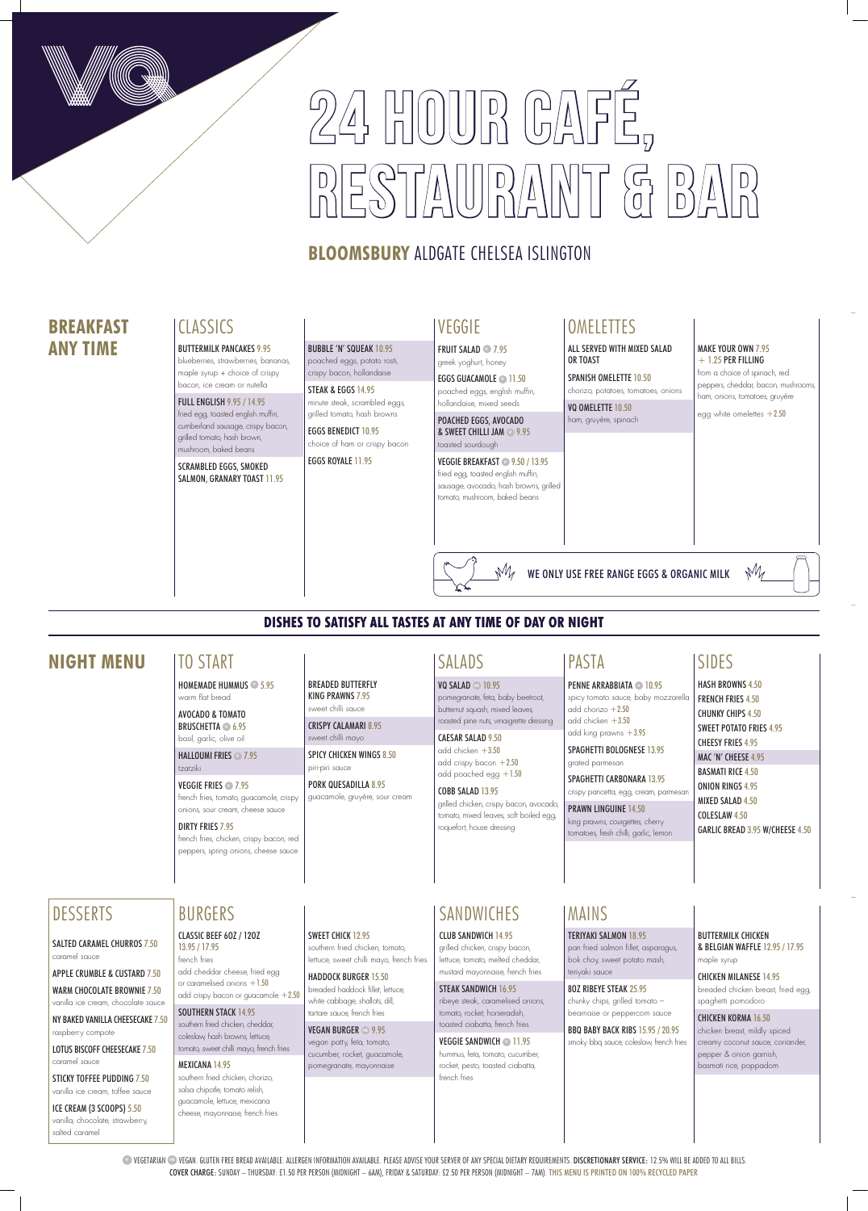# 24 HOUR CAFÉ, RESTAURANT & BAR

**BLOOMSBURY** ALDGATE CHELSEA ISLINGTON

## BREAKFAST ANY TIME

### CLASSICS

**BUTTERMILK PANCAKES** 9.95
blueberries, strawberries, bananas, maple syrup + choice of crispy bacon, ice cream or nutella

**FULL ENGLISH** 9.95 / 14.95
fried egg, toasted english muffin, cumberland sausage, crispy bacon, grilled tomato, hash brown, mushroom, baked beans

**SCRAMBLED EGGS, SMOKED SALMON, GRANARY TOAST** 11.95

**BUBBLE 'N' SQUEAK** 10.95
poached eggs, potato rosti, crispy bacon, hollandaise

**STEAK & EGGS** 14.95
minute steak, scrambled eggs, grilled tomato, hash browns

**EGGS BENEDICT** 10.95
choice of ham or crispy bacon

**EGGS ROYALE** 11.95

### VEGGIE

**FRUIT SALAD** (V) 7.95
greek yoghurt, honey

**EGGS GUACAMOLE** (V) 11.50
poached eggs, english muffin, hollandaise, mixed seeds

**POACHED EGGS, AVOCADO & SWEET CHILLI JAM** (V) 9.95
toasted sourdough

**VEGGIE BREAKFAST** (V) 9.50 / 13.95
fried egg, toasted english muffin, sausage, avocado, hash browns, grilled tomato, mushroom, baked beans

### OMELETTES

ALL SERVED WITH MIXED SALAD OR TOAST

**SPANISH OMELETTE** 10.50
chorizo, potatoes, tomatoes, onions

**VQ OMELETTE** 10.50
ham, gruyère, spinach

**MAKE YOUR OWN** 7.95 + 1.25 PER FILLING
from a choice of spinach, red peppers, cheddar, bacon, mushrooms, ham, onions, tomatoes, gruyère

egg white omelettes +2.50

WE ONLY USE FREE RANGE EGGS & ORGANIC MILK

**DISHES TO SATISFY ALL TASTES AT ANY TIME OF DAY OR NIGHT**

## NIGHT MENU

### TO START

**HOMEMADE HUMMUS** (V) 5.95
warm flat bread

**AVOCADO & TOMATO BRUSCHETTA** (V) 6.95
basil, garlic, olive oil

**HALLOUMI FRIES** (V) 7.95
tzatziki

**VEGGIE FRIES** (V) 7.95
french fries, tomato, guacamole, crispy onions, sour cream, cheese sauce

**DIRTY FRIES** 7.95
french fries, chicken, crispy bacon, red peppers, spring onions, cheese sauce

**BREADED BUTTERFLY KING PRAWNS** 7.95
sweet chilli sauce

**CRISPY CALAMARI** 8.95
sweet chilli mayo

**SPICY CHICKEN WINGS** 8.50
piri-piri sauce

**PORK QUESADILLA** 8.95
guacamole, gruyère, sour cream

### SALADS

**VQ SALAD** (VG) 10.95
pomegranate, feta, baby beetroot, butternut squash, mixed leaves, roasted pine nuts, vinaigrette dressing

**CAESAR SALAD** 9.50
add chicken +3.50
add crispy bacon +2.50
add poached egg +1.50

**COBB SALAD** 13.95
grilled chicken, crispy bacon, avocado, tomato, mixed leaves, soft boiled egg, roquefort, house dressing

### PASTA

**PENNE ARRABBIATA** (V) 10.95
spicy tomato sauce, baby mozzarella
add chorizo +2.50
add chicken +3.50
add king prawns +3.95

**SPAGHETTI BOLOGNESE** 13.95
grated parmesan

**SPAGHETTI CARBONARA** 13.95
crispy pancetta, egg, cream, parmesan

**PRAWN LINGUINE** 14.50
king prawns, courgettes, cherry tomatoes, fresh chilli, garlic, lemon

### SIDES

- HASH BROWNS 4.50
- FRENCH FRIES 4.50
- CHUNKY CHIPS 4.50
- SWEET POTATO FRIES 4.95
- CHEESY FRIES 4.95
- MAC 'N' CHEESE 4.95
- BASMATI RICE 4.50
- ONION RINGS 4.95
- MIXED SALAD 4.50
- COLESLAW 4.50
- GARLIC BREAD 3.95 W/CHEESE 4.50

### DESSERTS

**SALTED CARAMEL CHURROS** 7.50
caramel sauce

**APPLE CRUMBLE & CUSTARD** 7.50

**WARM CHOCOLATE BROWNIE** 7.50
vanilla ice cream, chocolate sauce

**NY BAKED VANILLA CHEESECAKE** 7.50
raspberry compote

**LOTUS BISCOFF CHEESECAKE** 7.50
caramel sauce

**STICKY TOFFEE PUDDING** 7.50
vanilla ice cream, toffee sauce

**ICE CREAM (3 SCOOPS)** 5.50
vanilla, chocolate, strawberry, salted caramel

### BURGERS

**CLASSIC BEEF 6OZ / 12OZ** 13.95 / 17.95
french fries
add cheddar cheese, fried egg or caramelised onions +1.50
add crispy bacon or guacamole +2.50

**SOUTHERN STACK** 14.95
southern fried chicken, cheddar, coleslaw, hash browns, lettuce, tomato, sweet chilli mayo, french fries

**MEXICANA** 14.95
southern fried chicken, chorizo, salsa chipotle, tomato relish, guacamole, lettuce, mexicana cheese, mayonnaise, french fries

**SWEET CHICK** 12.95
southern fried chicken, tomato, lettuce, sweet chilli mayo, french fries

**HADDOCK BURGER** 15.50
breaded haddock fillet, lettuce, white cabbage, shallots, dill, tartare sauce, french fries

**VEGAN BURGER** (VG) 9.95
vegan patty, feta, tomato, cucumber, rocket, guacamole, pomegranate, mayonnaise

### SANDWICHES

**CLUB SANDWICH** 14.95
grilled chicken, crispy bacon, lettuce, tomato, melted cheddar, mustard mayonnaise, french fries

**STEAK SANDWICH** 16.95
ribeye steak, caramelised onions, tomato, rocket, horseradish, toasted ciabatta, french fries

**VEGGIE SANDWICH** (V) 11.95
hummus, feta, tomato, cucumber, rocket, pesto, toasted ciabatta, french fries

### MAINS

**TERIYAKI SALMON** 18.95
pan fried salmon fillet, asparagus, bok choy, sweet potato mash, teriyaki sauce

**8OZ RIBEYE STEAK** 25.95
chunky chips, grilled tomato – bearnaise or peppercorn sauce

**BBQ BABY BACK RIBS** 15.95 / 20.95
smoky bbq sauce, coleslaw, french fries

**BUTTERMILK CHICKEN & BELGIAN WAFFLE** 12.95 / 17.95
maple syrup

**CHICKEN MILANESE** 14.95
breaded chicken breast, fried egg, spaghetti pomodoro

**CHICKEN KORMA** 16.50
chicken breast, mildly spiced creamy coconut sauce, coriander, pepper & onion garnish, basmati rice, poppadom

(V) VEGETARIAN (VG) VEGAN. GLUTEN FREE BREAD AVAILABLE. ALLERGEN INFORMATION AVAILABLE. PLEASE ADVISE YOUR SERVER OF ANY SPECIAL DIETARY REQUIREMENTS. **DISCRETIONARY SERVICE:** 12.5% WILL BE ADDED TO ALL BILLS.
**COVER CHARGE:** SUNDAY – THURSDAY: £1.50 PER PERSON (MIDNIGHT – 6AM), FRIDAY & SATURDAY: £2.50 PER PERSON (MIDNIGHT – 7AM). THIS MENU IS PRINTED ON 100% RECYCLED PAPER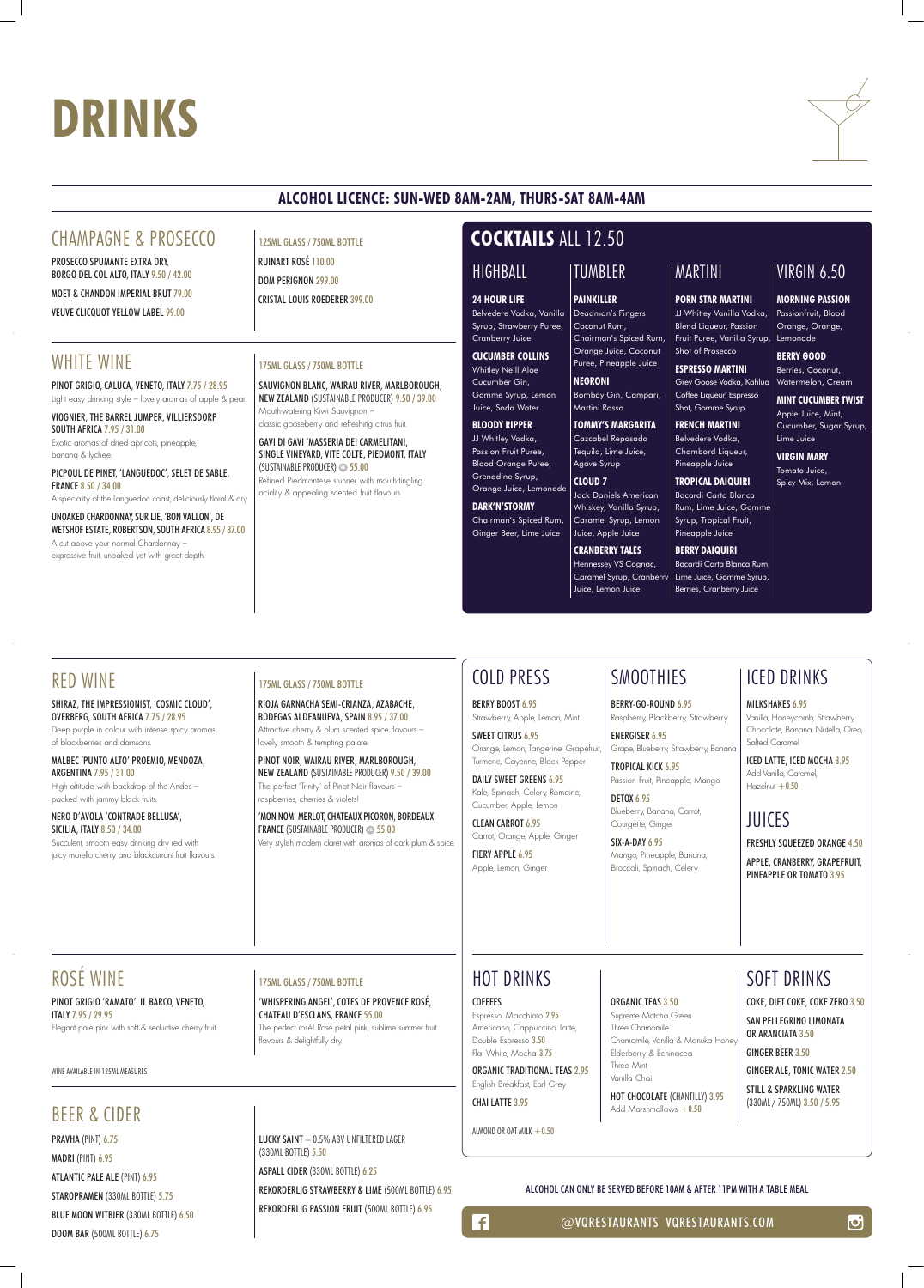# DRINKS

**ALCOHOL LICENCE: SUN-WED 8AM-2AM, THURS-SAT 8AM-4AM**

## CHAMPAGNE & PROSECCO

125ML GLASS / 750ML BOTTLE

PROSECCO SPUMANTE EXTRA DRY, BORGO DEL COL ALTO, ITALY 9.50 / 42.00

MOET & CHANDON IMPERIAL BRUT 79.00

VEUVE CLICQUOT YELLOW LABEL 99.00

RUINART ROSÉ 110.00

DOM PERIGNON 299.00

CRISTAL LOUIS ROEDERER 399.00

## WHITE WINE

175ML GLASS / 750ML BOTTLE

PINOT GRIGIO, CALUCA, VENETO, ITALY 7.75 / 28.95
Light easy drinking style – lovely aromas of apple & pear.

VIOGNIER, THE BARREL JUMPER, VILLIERSDORP SOUTH AFRICA 7.95 / 31.00
Exotic aromas of dried apricots, pineapple, banana & lychee.

PICPOUL DE PINET, 'LANGUEDOC', SELET DE SABLE, FRANCE 8.50 / 34.00
A speciality of the Languedoc coast, deliciously floral & dry.

UNOAKED CHARDONNAY, SUR LIE, 'BON VALLON', DE WETSHOF ESTATE, ROBERTSON, SOUTH AFRICA 8.95 / 37.00
A cut above your normal Chardonnay – expressive fruit, unoaked yet with great depth.

SAUVIGNON BLANC, WAIRAU RIVER, MARLBOROUGH, NEW ZEALAND (SUSTAINABLE PRODUCER) 9.50 / 39.00
Mouth-watering Kiwi Sauvignon – classic gooseberry and refreshing citrus fruit.

GAVI DI GAVI 'MASSERIA DEI CARMELITANI, SINGLE VINEYARD, VITE COLTE, PIEDMONT, ITALY (SUSTAINABLE PRODUCER) 55.00
Refined Piedmontese stunner with mouth-tingling acidity & appealing scented fruit flavours.

## COCKTAILS ALL 12.50

### HIGHBALL

**24 HOUR LIFE**
Belvedere Vodka, Vanilla Syrup, Strawberry Puree, Cranberry Juice

**CUCUMBER COLLINS**
Whitley Neill Aloe Cucumber Gin, Gomme Syrup, Lemon Juice, Soda Water

**BLOODY RIPPER**
JJ Whitley Vodka, Passion Fruit Puree, Blood Orange Puree, Grenadine Syrup, Orange Juice, Lemonade

**DARK'N'STORMY**
Chairman's Spiced Rum, Ginger Beer, Lime Juice

### TUMBLER

**PAINKILLER**
Deadman's Fingers Coconut Rum, Chairman's Spiced Rum, Orange Juice, Coconut Puree, Pineapple Juice

**NEGRONI**
Bombay Gin, Campari, Martini Rosso

**TOMMY'S MARGARITA**
Cazcabel Reposado Tequila, Lime Juice, Agave Syrup

**CLOUD 7**
Jack Daniels American Whiskey, Vanilla Syrup, Caramel Syrup, Lemon Juice, Apple Juice

**CRANBERRY TALES**
Hennessey VS Cognac, Caramel Syrup, Cranberry Juice, Lemon Juice

### MARTINI

**PORN STAR MARTINI**
JJ Whitley Vanilla Vodka, Blend Liqueur, Passion Fruit Puree, Vanilla Syrup, Shot of Prosecco

**ESPRESSO MARTINI**
Grey Goose Vodka, Kahlua Coffee Liqueur, Espresso Shot, Gomme Syrup

**FRENCH MARTINI**
Belvedere Vodka, Chambord Liqueur, Pineapple Juice

**TROPICAL DAIQUIRI**
Bacardi Carta Blanca Rum, Lime Juice, Gomme Syrup, Tropical Fruit, Pineapple Juice

**BERRY DAIQUIRI**
Bacardi Carta Blanca Rum, Lime Juice, Gomme Syrup, Berries, Cranberry Juice

### VIRGIN 6.50

**MORNING PASSION**
Passionfruit, Blood Orange, Orange, Lemonade

**BERRY GOOD**
Berries, Coconut, Watermelon, Cream

**MINT CUCUMBER TWIST**
Apple Juice, Mint, Cucumber, Sugar Syrup, Lime Juice

**VIRGIN MARY**
Tomato Juice, Spicy Mix, Lemon

## RED WINE

175ML GLASS / 750ML BOTTLE

SHIRAZ, THE IMPRESSIONIST, 'COSMIC CLOUD', OVERBERG, SOUTH AFRICA 7.75 / 28.95
Deep purple in colour with intense spicy aromas of blackberries and damsons.

MALBEC 'PUNTO ALTO' PROEMIO, MENDOZA, ARGENTINA 7.95 / 31.00
High altitude with backdrop of the Andes – packed with jammy black fruits.

NERO D'AVOLA 'CONTRADE BELLUSA', SICILIA, ITALY 8.50 / 34.00
Succulent, smooth easy drinking dry red with juicy morello cherry and blackcurrant fruit flavours.

RIOJA GARNACHA SEMI-CRIANZA, AZABACHE, BODEGAS ALDEANUEVA, SPAIN 8.95 / 37.00
Attractive cherry & plum scented spice flavours – lovely smooth & tempting palate.

PINOT NOIR, WAIRAU RIVER, MARLBOROUGH, NEW ZEALAND (SUSTAINABLE PRODUCER) 9.50 / 39.00
The perfect 'Trinity' of Pinot Noir flavours – raspberries, cherries & violets!

'MON NOM' MERLOT, CHATEAUX PICORON, BORDEAUX, FRANCE (SUSTAINABLE PRODUCER) 55.00
Very stylish modern claret with aromas of dark plum & spice.

## COLD PRESS

BERRY BOOST 6.95
Strawberry, Apple, Lemon, Mint

SWEET CITRUS 6.95
Orange, Lemon, Tangerine, Grapefruit, Turmeric, Cayenne, Black Pepper

DAILY SWEET GREENS 6.95
Kale, Spinach, Celery, Romaine, Cucumber, Apple, Lemon

CLEAN CARROT 6.95
Carrot, Orange, Apple, Ginger

FIERY APPLE 6.95
Apple, Lemon, Ginger

## SMOOTHIES

BERRY-GO-ROUND 6.95
Raspberry, Blackberry, Strawberry

ENERGISER 6.95
Grape, Blueberry, Strawberry, Banana

TROPICAL KICK 6.95
Passion Fruit, Pineapple, Mango

DETOX 6.95
Blueberry, Banana, Carrot, Courgette, Ginger

SIX-A-DAY 6.95
Mango, Pineapple, Banana, Broccoli, Spinach, Celery

## ICED DRINKS

MILKSHAKES 6.95
Vanilla, Honeycomb, Strawberry, Chocolate, Banana, Nutella, Oreo, Salted Caramel

ICED LATTE, ICED MOCHA 3.95
Add Vanilla, Caramel, Hazelnut +0.50

## JUICES

FRESHLY SQUEEZED ORANGE 4.50

APPLE, CRANBERRY, GRAPEFRUIT, PINEAPPLE OR TOMATO 3.95

## ROSÉ WINE

175ML GLASS / 750ML BOTTLE

PINOT GRIGIO 'RAMATO', IL BARCO, VENETO, ITALY 7.95 / 29.95
Elegant pale pink with soft & seductive cherry fruit.

'WHISPERING ANGEL', COTES DE PROVENCE ROSÉ, CHATEAU D'ESCLANS, FRANCE 55.00
The perfect rosé! Rose petal pink, sublime summer fruit flavours & delightfully dry.

WINE AVAILABLE IN 125ML MEASURES

## HOT DRINKS

COFFEES
Espresso, Macchiato 2.95
Americano, Cappuccino, Latte, Double Espresso 3.50
Flat White, Mocha 3.75

ORGANIC TRADITIONAL TEAS 2.95
English Breakfast, Earl Grey

CHAI LATTE 3.95

ORGANIC TEAS 3.50
Supreme Matcha Green
Three Chamomile
Chamomile, Vanilla & Manuka Honey
Elderberry & Echinacea
Three Mint
Vanilla Chai

HOT CHOCOLATE (CHANTILLY) 3.95
Add Marshmallows +0.50

ALMOND OR OAT MILK +0.50

## SOFT DRINKS

COKE, DIET COKE, COKE ZERO 3.50

SAN PELLEGRINO LIMONATA OR ARANCIATA 3.50

GINGER BEER 3.50

GINGER ALE, TONIC WATER 2.50

STILL & SPARKLING WATER (330ML / 750ML) 3.50 / 5.95

## BEER & CIDER

PRAVHA (PINT) 6.75

MADRI (PINT) 6.95

ATLANTIC PALE ALE (PINT) 6.95

STAROPRAMEN (330ML BOTTLE) 5.75

BLUE MOON WITBIER (330ML BOTTLE) 6.50

DOOM BAR (500ML BOTTLE) 6.75

LUCKY SAINT – 0.5% ABV UNFILTERED LAGER (330ML BOTTLE) 5.50

ASPALL CIDER (330ML BOTTLE) 6.25

REKORDERLIG STRAWBERRY & LIME (500ML BOTTLE) 6.95

REKORDERLIG PASSION FRUIT (500ML BOTTLE) 6.95

ALCOHOL CAN ONLY BE SERVED BEFORE 10AM & AFTER 11PM WITH A TABLE MEAL

@VQRESTAURANTS VQRESTAURANTS.COM